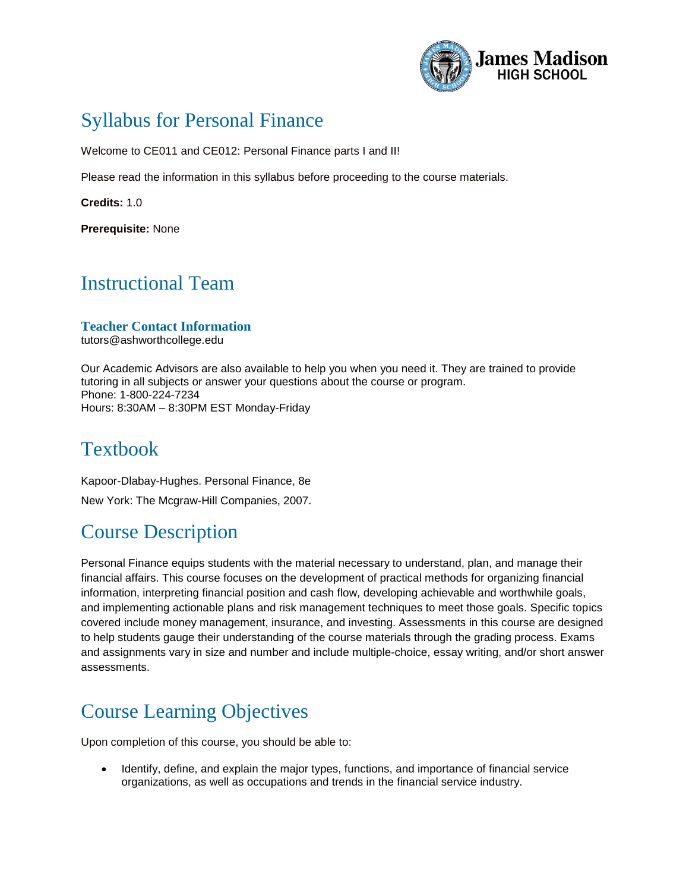# Syllabus for Personal Finance

Welcome to CE011 and CE012: Personal Finance parts I and II!

Please read the information in this syllabus before proceeding to the course materials.

**Credits:** 1.0

**Prerequisite:** None

## Instructional Team

### Teacher Contact Information

tutors@ashworthcollege.edu

Our Academic Advisors are also available to help you when you need it. They are trained to provide tutoring in all subjects or answer your questions about the course or program.
Phone: 1-800-224-7234
Hours: 8:30AM – 8:30PM EST Monday-Friday

## Textbook

Kapoor-Dlabay-Hughes. Personal Finance, 8e

New York: The Mcgraw-Hill Companies, 2007.

## Course Description

Personal Finance equips students with the material necessary to understand, plan, and manage their financial affairs. This course focuses on the development of practical methods for organizing financial information, interpreting financial position and cash flow, developing achievable and worthwhile goals, and implementing actionable plans and risk management techniques to meet those goals. Specific topics covered include money management, insurance, and investing. Assessments in this course are designed to help students gauge their understanding of the course materials through the grading process. Exams and assignments vary in size and number and include multiple-choice, essay writing, and/or short answer assessments.

## Course Learning Objectives

Upon completion of this course, you should be able to:

- Identify, define, and explain the major types, functions, and importance of financial service organizations, as well as occupations and trends in the financial service industry.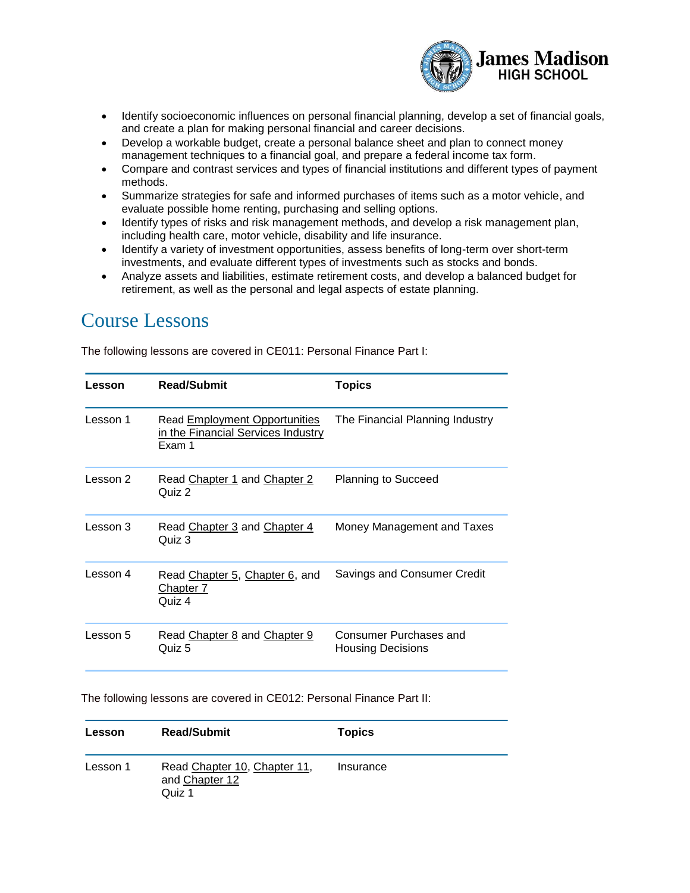- Identify socioeconomic influences on personal financial planning, develop a set of financial goals, and create a plan for making personal financial and career decisions.
- Develop a workable budget, create a personal balance sheet and plan to connect money management techniques to a financial goal, and prepare a federal income tax form.
- Compare and contrast services and types of financial institutions and different types of payment methods.
- Summarize strategies for safe and informed purchases of items such as a motor vehicle, and evaluate possible home renting, purchasing and selling options.
- Identify types of risks and risk management methods, and develop a risk management plan, including health care, motor vehicle, disability and life insurance.
- Identify a variety of investment opportunities, assess benefits of long-term over short-term investments, and evaluate different types of investments such as stocks and bonds.
- Analyze assets and liabilities, estimate retirement costs, and develop a balanced budget for retirement, as well as the personal and legal aspects of estate planning.

## Course Lessons

The following lessons are covered in CE011: Personal Finance Part I:

| Lesson | Read/Submit | Topics |
|---|---|---|
| Lesson 1 | Read Employment Opportunities in the Financial Services Industry<br>Exam 1 | The Financial Planning Industry |
| Lesson 2 | Read Chapter 1 and Chapter 2<br>Quiz 2 | Planning to Succeed |
| Lesson 3 | Read Chapter 3 and Chapter 4<br>Quiz 3 | Money Management and Taxes |
| Lesson 4 | Read Chapter 5, Chapter 6, and Chapter 7<br>Quiz 4 | Savings and Consumer Credit |
| Lesson 5 | Read Chapter 8 and Chapter 9<br>Quiz 5 | Consumer Purchases and Housing Decisions |

The following lessons are covered in CE012: Personal Finance Part II:

| Lesson | Read/Submit | Topics |
|---|---|---|
| Lesson 1 | Read Chapter 10, Chapter 11, and Chapter 12<br>Quiz 1 | Insurance |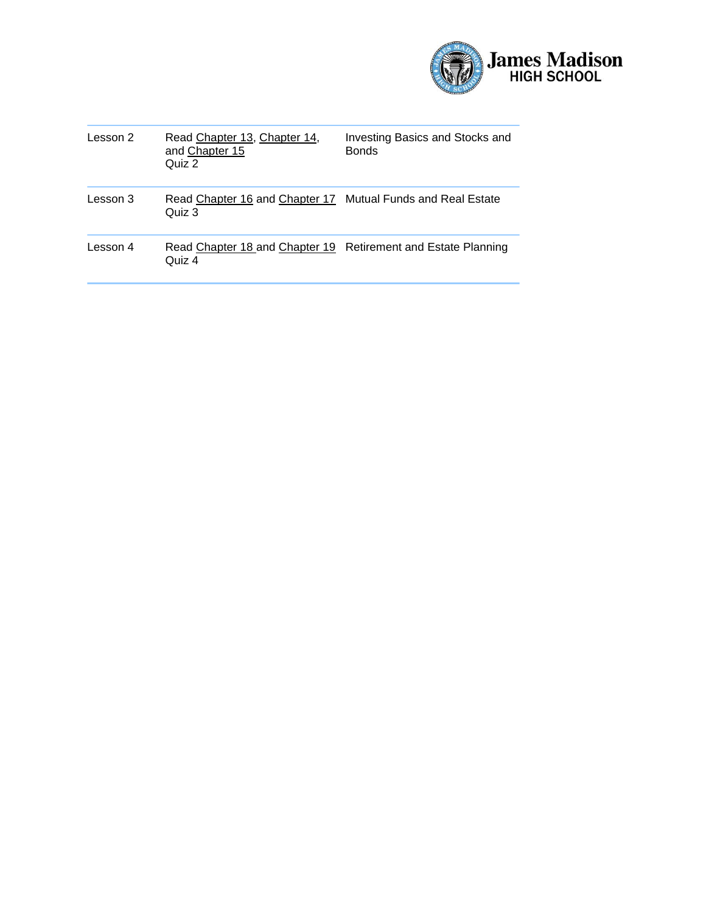| | | |
|---|---|---|
| Lesson 2 | Read Chapter 13, Chapter 14, and Chapter 15<br>Quiz 2 | Investing Basics and Stocks and Bonds |
| Lesson 3 | Read Chapter 16 and Chapter 17<br>Quiz 3 | Mutual Funds and Real Estate |
| Lesson 4 | Read Chapter 18 and Chapter 19<br>Quiz 4 | Retirement and Estate Planning |